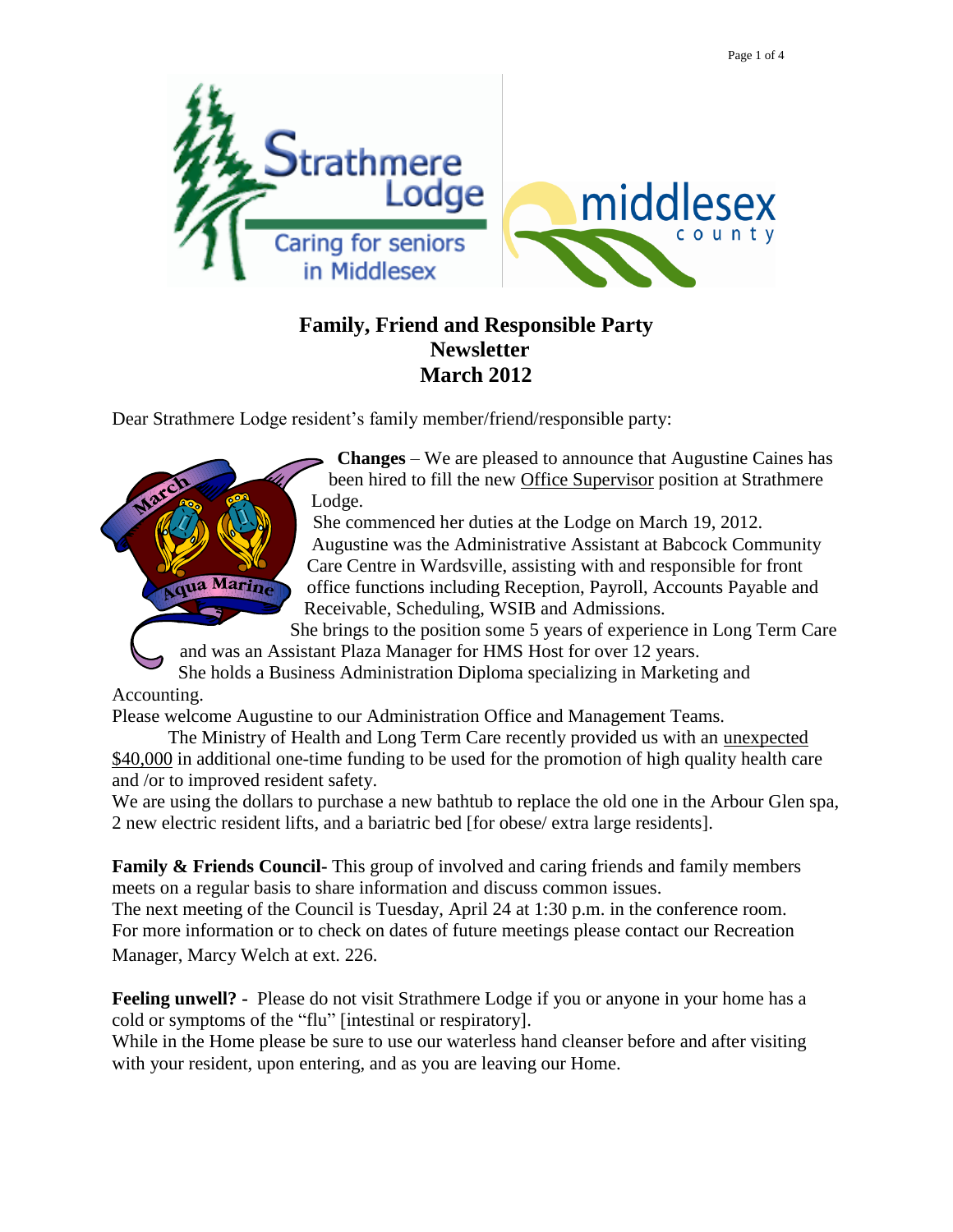# Family, Friend and Responsible Party Newsletter March 2012

Dear Strathmere Lodge resident's family member/friend/responsible party:

**Changes** – We are pleased to announce that Augustine Caines has been hired to fill the new Office Supervisor position at Strathmere Lodge.

She commenced her duties at the Lodge on March 19, 2012.

Augustine was the Administrative Assistant at Babcock Community Care Centre in Wardsville, assisting with and responsible for front office functions including Reception, Payroll, Accounts Payable and Receivable, Scheduling, WSIB and Admissions.

She brings to the position some 5 years of experience in Long Term Care and was an Assistant Plaza Manager for HMS Host for over 12 years.

She holds a Business Administration Diploma specializing in Marketing and Accounting.

Please welcome Augustine to our Administration Office and Management Teams.

The Ministry of Health and Long Term Care recently provided us with an unexpected $40,000 in additional one-time funding to be used for the promotion of high quality health care and /or to improved resident safety.

We are using the dollars to purchase a new bathtub to replace the old one in the Arbour Glen spa, 2 new electric resident lifts, and a bariatric bed [for obese/ extra large residents].

**Family & Friends Council-** This group of involved and caring friends and family members meets on a regular basis to share information and discuss common issues.

The next meeting of the Council is Tuesday, April 24 at 1:30 p.m. in the conference room. For more information or to check on dates of future meetings please contact our Recreation Manager, Marcy Welch at ext. 226.

**Feeling unwell? -** Please do not visit Strathmere Lodge if you or anyone in your home has a cold or symptoms of the "flu" [intestinal or respiratory].

While in the Home please be sure to use our waterless hand cleanser before and after visiting with your resident, upon entering, and as you are leaving our Home.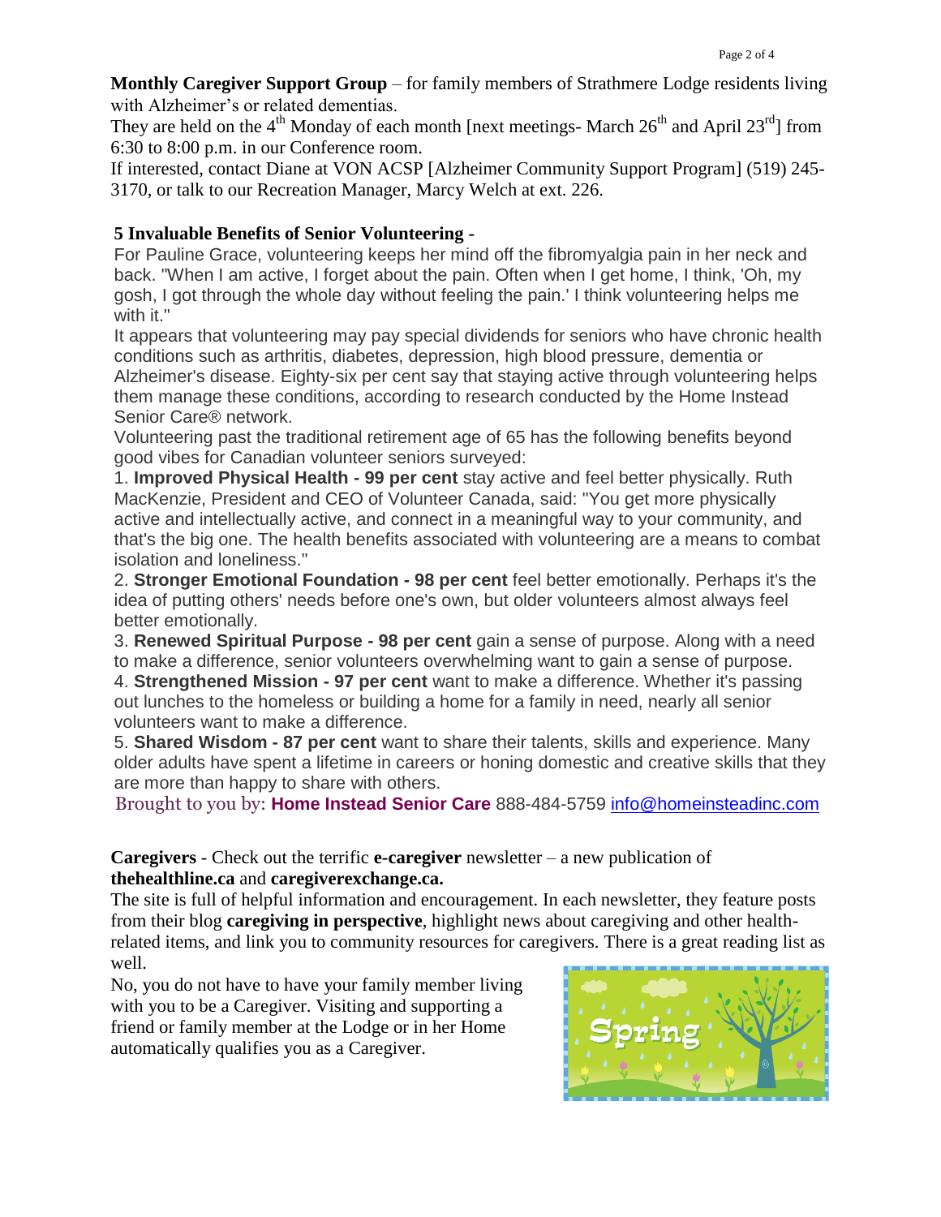**Monthly Caregiver Support Group** – for family members of Strathmere Lodge residents living with Alzheimer's or related dementias.
They are held on the 4th Monday of each month [next meetings- March 26th and April 23rd] from 6:30 to 8:00 p.m. in our Conference room.
If interested, contact Diane at VON ACSP [Alzheimer Community Support Program] (519) 245-3170, or talk to our Recreation Manager, Marcy Welch at ext. 226.

**5 Invaluable Benefits of Senior Volunteering -**

For Pauline Grace, volunteering keeps her mind off the fibromyalgia pain in her neck and back. "When I am active, I forget about the pain. Often when I get home, I think, 'Oh, my gosh, I got through the whole day without feeling the pain.' I think volunteering helps me with it."
It appears that volunteering may pay special dividends for seniors who have chronic health conditions such as arthritis, diabetes, depression, high blood pressure, dementia or Alzheimer's disease. Eighty-six per cent say that staying active through volunteering helps them manage these conditions, according to research conducted by the Home Instead Senior Care® network.
Volunteering past the traditional retirement age of 65 has the following benefits beyond good vibes for Canadian volunteer seniors surveyed:

1. **Improved Physical Health - 99 per cent** stay active and feel better physically. Ruth MacKenzie, President and CEO of Volunteer Canada, said: "You get more physically active and intellectually active, and connect in a meaningful way to your community, and that's the big one. The health benefits associated with volunteering are a means to combat isolation and loneliness."
2. **Stronger Emotional Foundation - 98 per cent** feel better emotionally. Perhaps it's the idea of putting others' needs before one's own, but older volunteers almost always feel better emotionally.
3. **Renewed Spiritual Purpose - 98 per cent** gain a sense of purpose. Along with a need to make a difference, senior volunteers overwhelming want to gain a sense of purpose.
4. **Strengthened Mission - 97 per cent** want to make a difference. Whether it's passing out lunches to the homeless or building a home for a family in need, nearly all senior volunteers want to make a difference.
5. **Shared Wisdom - 87 per cent** want to share their talents, skills and experience. Many older adults have spent a lifetime in careers or honing domestic and creative skills that they are more than happy to share with others.

Brought to you by: **Home Instead Senior Care** 888-484-5759 info@homeinsteadinc.com

**Caregivers** - Check out the terrific **e-caregiver** newsletter – a new publication of **thehealthline.ca** and **caregiverexchange.ca.**
The site is full of helpful information and encouragement. In each newsletter, they feature posts from their blog **caregiving in perspective**, highlight news about caregiving and other health-related items, and link you to community resources for caregivers. There is a great reading list as well.
No, you do not have to have your family member living with you to be a Caregiver. Visiting and supporting a friend or family member at the Lodge or in her Home automatically qualifies you as a Caregiver.

Spring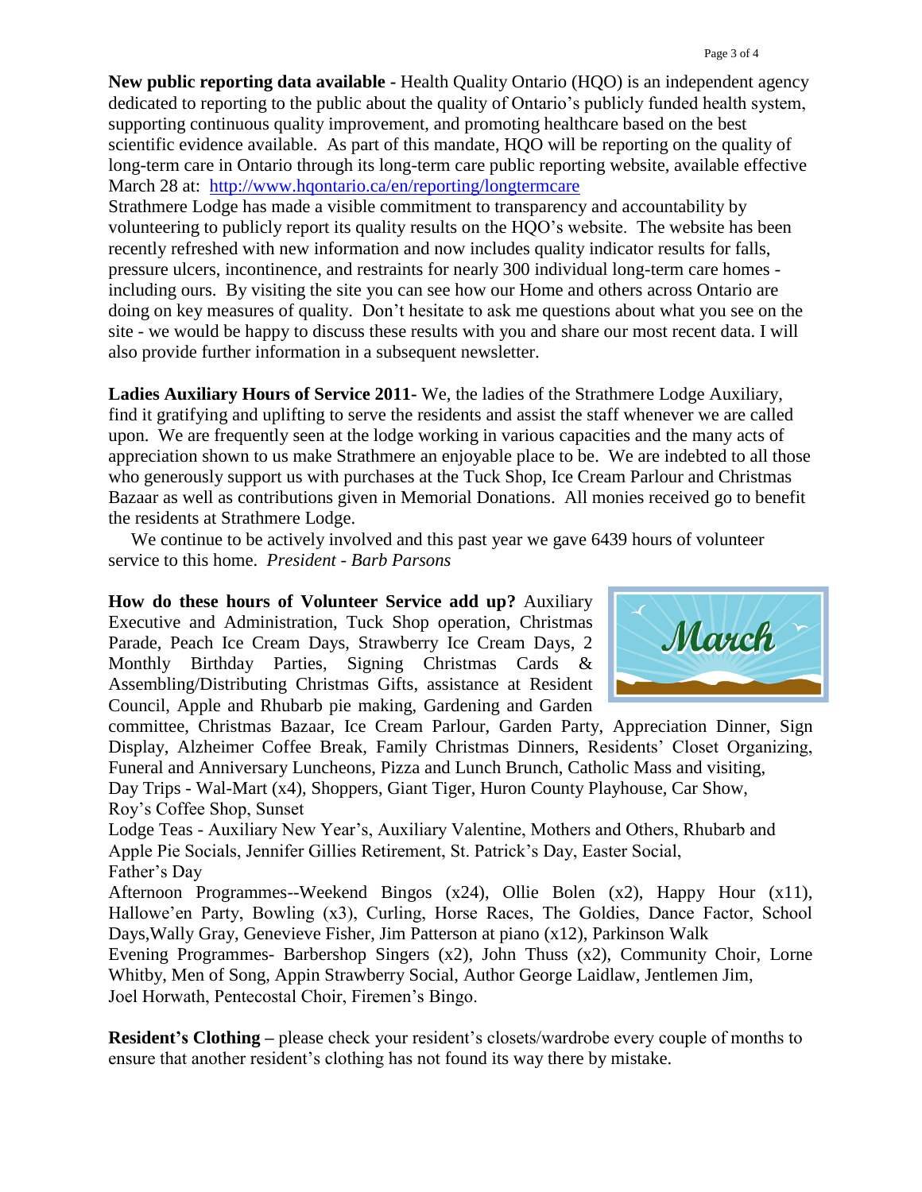**New public reporting data available -** Health Quality Ontario (HQO) is an independent agency dedicated to reporting to the public about the quality of Ontario's publicly funded health system, supporting continuous quality improvement, and promoting healthcare based on the best scientific evidence available. As part of this mandate, HQO will be reporting on the quality of long-term care in Ontario through its long-term care public reporting website, available effective March 28 at: [http://www.hqontario.ca/en/reporting/longtermcare](http://www.hqontario.ca/en/reporting/longtermcare)
Strathmere Lodge has made a visible commitment to transparency and accountability by volunteering to publicly report its quality results on the HQO's website. The website has been recently refreshed with new information and now includes quality indicator results for falls, pressure ulcers, incontinence, and restraints for nearly 300 individual long-term care homes - including ours. By visiting the site you can see how our Home and others across Ontario are doing on key measures of quality. Don't hesitate to ask me questions about what you see on the site - we would be happy to discuss these results with you and share our most recent data. I will also provide further information in a subsequent newsletter.

**Ladies Auxiliary Hours of Service 2011-** We, the ladies of the Strathmere Lodge Auxiliary, find it gratifying and uplifting to serve the residents and assist the staff whenever we are called upon. We are frequently seen at the lodge working in various capacities and the many acts of appreciation shown to us make Strathmere an enjoyable place to be. We are indebted to all those who generously support us with purchases at the Tuck Shop, Ice Cream Parlour and Christmas Bazaar as well as contributions given in Memorial Donations. All monies received go to benefit the residents at Strathmere Lodge.

We continue to be actively involved and this past year we gave 6439 hours of volunteer service to this home. *President - Barb Parsons*

**How do these hours of Volunteer Service add up?** Auxiliary Executive and Administration, Tuck Shop operation, Christmas Parade, Peach Ice Cream Days, Strawberry Ice Cream Days, 2 Monthly Birthday Parties, Signing Christmas Cards & Assembling/Distributing Christmas Gifts, assistance at Resident Council, Apple and Rhubarb pie making, Gardening and Garden committee, Christmas Bazaar, Ice Cream Parlour, Garden Party, Appreciation Dinner, Sign Display, Alzheimer Coffee Break, Family Christmas Dinners, Residents' Closet Organizing, Funeral and Anniversary Luncheons, Pizza and Lunch Brunch, Catholic Mass and visiting,
Day Trips - Wal-Mart (x4), Shoppers, Giant Tiger, Huron County Playhouse, Car Show, Roy's Coffee Shop, Sunset
Lodge Teas - Auxiliary New Year's, Auxiliary Valentine, Mothers and Others, Rhubarb and Apple Pie Socials, Jennifer Gillies Retirement, St. Patrick's Day, Easter Social, Father's Day
Afternoon Programmes--Weekend Bingos (x24), Ollie Bolen (x2), Happy Hour (x11), Hallowe'en Party, Bowling (x3), Curling, Horse Races, The Goldies, Dance Factor, School Days,Wally Gray, Genevieve Fisher, Jim Patterson at piano (x12), Parkinson Walk
Evening Programmes- Barbershop Singers (x2), John Thuss (x2), Community Choir, Lorne Whitby, Men of Song, Appin Strawberry Social, Author George Laidlaw, Jentlemen Jim, Joel Horwath, Pentecostal Choir, Firemen's Bingo.

**Resident's Clothing –** please check your resident's closets/wardrobe every couple of months to ensure that another resident's clothing has not found its way there by mistake.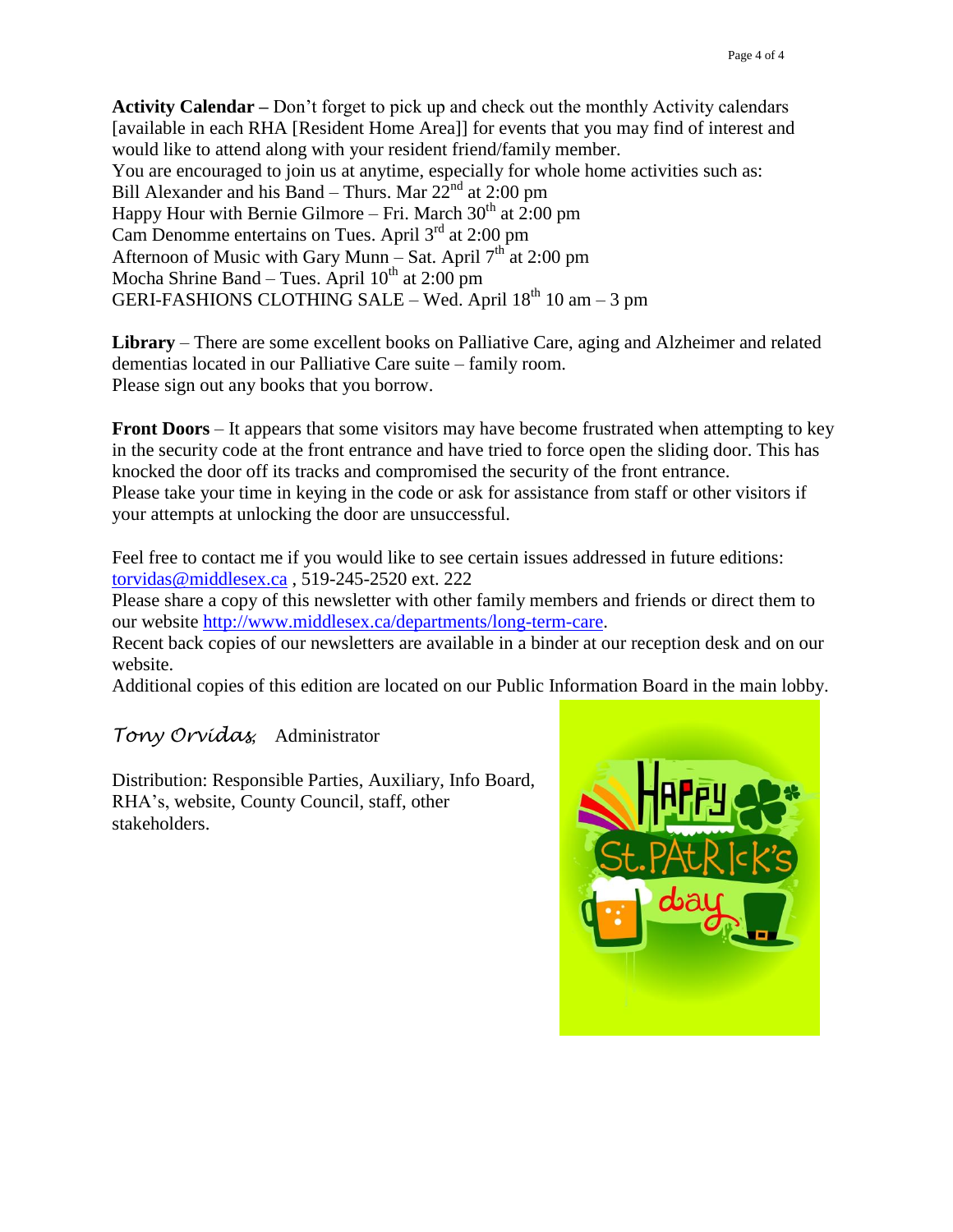**Activity Calendar –** Don't forget to pick up and check out the monthly Activity calendars [available in each RHA [Resident Home Area]] for events that you may find of interest and would like to attend along with your resident friend/family member.
You are encouraged to join us at anytime, especially for whole home activities such as:
Bill Alexander and his Band – Thurs. Mar 22nd at 2:00 pm
Happy Hour with Bernie Gilmore – Fri. March 30th at 2:00 pm
Cam Denomme entertains on Tues. April 3rd at 2:00 pm
Afternoon of Music with Gary Munn – Sat. April 7th at 2:00 pm
Mocha Shrine Band – Tues. April 10th at 2:00 pm
GERI-FASHIONS CLOTHING SALE – Wed. April 18th 10 am – 3 pm

**Library** – There are some excellent books on Palliative Care, aging and Alzheimer and related dementias located in our Palliative Care suite – family room.
Please sign out any books that you borrow.

**Front Doors** – It appears that some visitors may have become frustrated when attempting to key in the security code at the front entrance and have tried to force open the sliding door. This has knocked the door off its tracks and compromised the security of the front entrance.
Please take your time in keying in the code or ask for assistance from staff or other visitors if your attempts at unlocking the door are unsuccessful.

Feel free to contact me if you would like to see certain issues addressed in future editions: torvidas@middlesex.ca , 519-245-2520 ext. 222
Please share a copy of this newsletter with other family members and friends or direct them to our website http://www.middlesex.ca/departments/long-term-care.
Recent back copies of our newsletters are available in a binder at our reception desk and on our website.
Additional copies of this edition are located on our Public Information Board in the main lobby.

*Tony Orvidas,* Administrator

Distribution: Responsible Parties, Auxiliary, Info Board, RHA's, website, County Council, staff, other stakeholders.